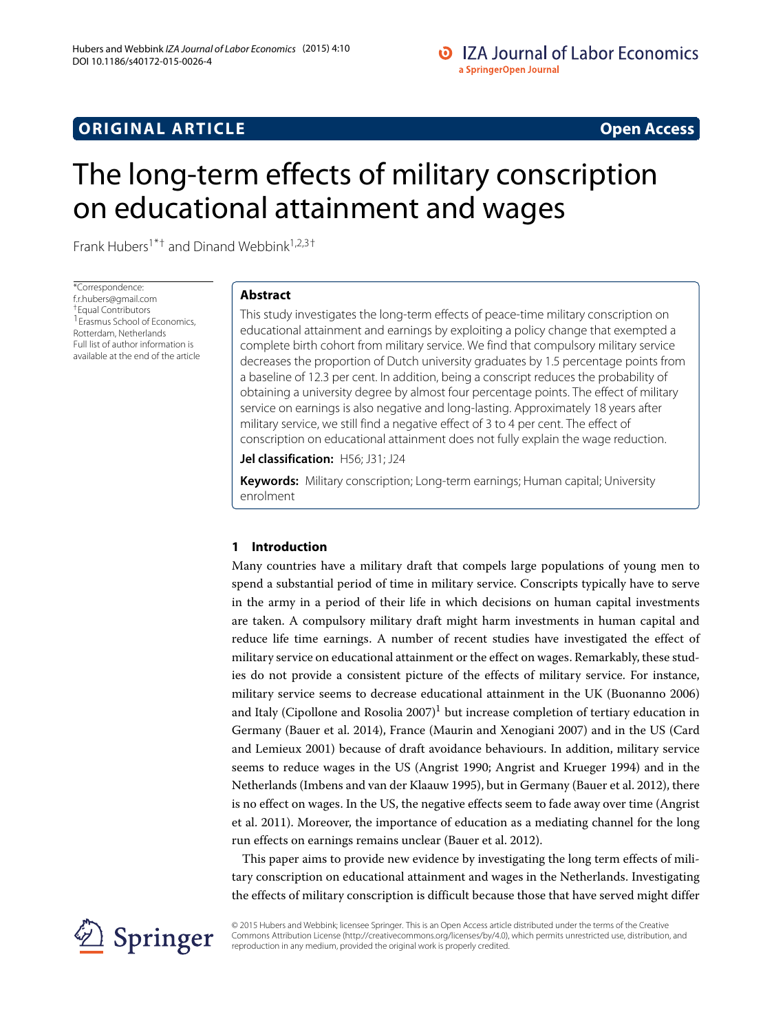**ORIGINAL ARTICLE** **Open Access**

# The long-term effects of military conscription on educational attainment and wages

Frank Hubers[1*†] and Dinand Webbink[1,2,3†]

*Correspondence: f.r.hubers@gmail.com
†Equal Contributors
[1] Erasmus School of Economics, Rotterdam, Netherlands
Full list of author information is available at the end of the article

## Abstract

This study investigates the long-term effects of peace-time military conscription on educational attainment and earnings by exploiting a policy change that exempted a complete birth cohort from military service. We find that compulsory military service decreases the proportion of Dutch university graduates by 1.5 percentage points from a baseline of 12.3 per cent. In addition, being a conscript reduces the probability of obtaining a university degree by almost four percentage points. The effect of military service on earnings is also negative and long-lasting. Approximately 18 years after military service, we still find a negative effect of 3 to 4 per cent. The effect of conscription on educational attainment does not fully explain the wage reduction.

**Jel classification:** H56; J31; J24

**Keywords:** Military conscription; Long-term earnings; Human capital; University enrolment

## 1 Introduction

Many countries have a military draft that compels large populations of young men to spend a substantial period of time in military service. Conscripts typically have to serve in the army in a period of their life in which decisions on human capital investments are taken. A compulsory military draft might harm investments in human capital and reduce life time earnings. A number of recent studies have investigated the effect of military service on educational attainment or the effect on wages. Remarkably, these studies do not provide a consistent picture of the effects of military service. For instance, military service seems to decrease educational attainment in the UK (Buonanno 2006) and Italy (Cipollone and Rosolia 2007)[1] but increase completion of tertiary education in Germany (Bauer et al. 2014), France (Maurin and Xenogiani 2007) and in the US (Card and Lemieux 2001) because of draft avoidance behaviours. In addition, military service seems to reduce wages in the US (Angrist 1990; Angrist and Krueger 1994) and in the Netherlands (Imbens and van der Klaauw 1995), but in Germany (Bauer et al. 2012), there is no effect on wages. In the US, the negative effects seem to fade away over time (Angrist et al. 2011). Moreover, the importance of education as a mediating channel for the long run effects on earnings remains unclear (Bauer et al. 2012).

This paper aims to provide new evidence by investigating the long term effects of military conscription on educational attainment and wages in the Netherlands. Investigating the effects of military conscription is difficult because those that have served might differ

© 2015 Hubers and Webbink; licensee Springer. This is an Open Access article distributed under the terms of the Creative Commons Attribution License (http://creativecommons.org/licenses/by/4.0), which permits unrestricted use, distribution, and reproduction in any medium, provided the original work is properly credited.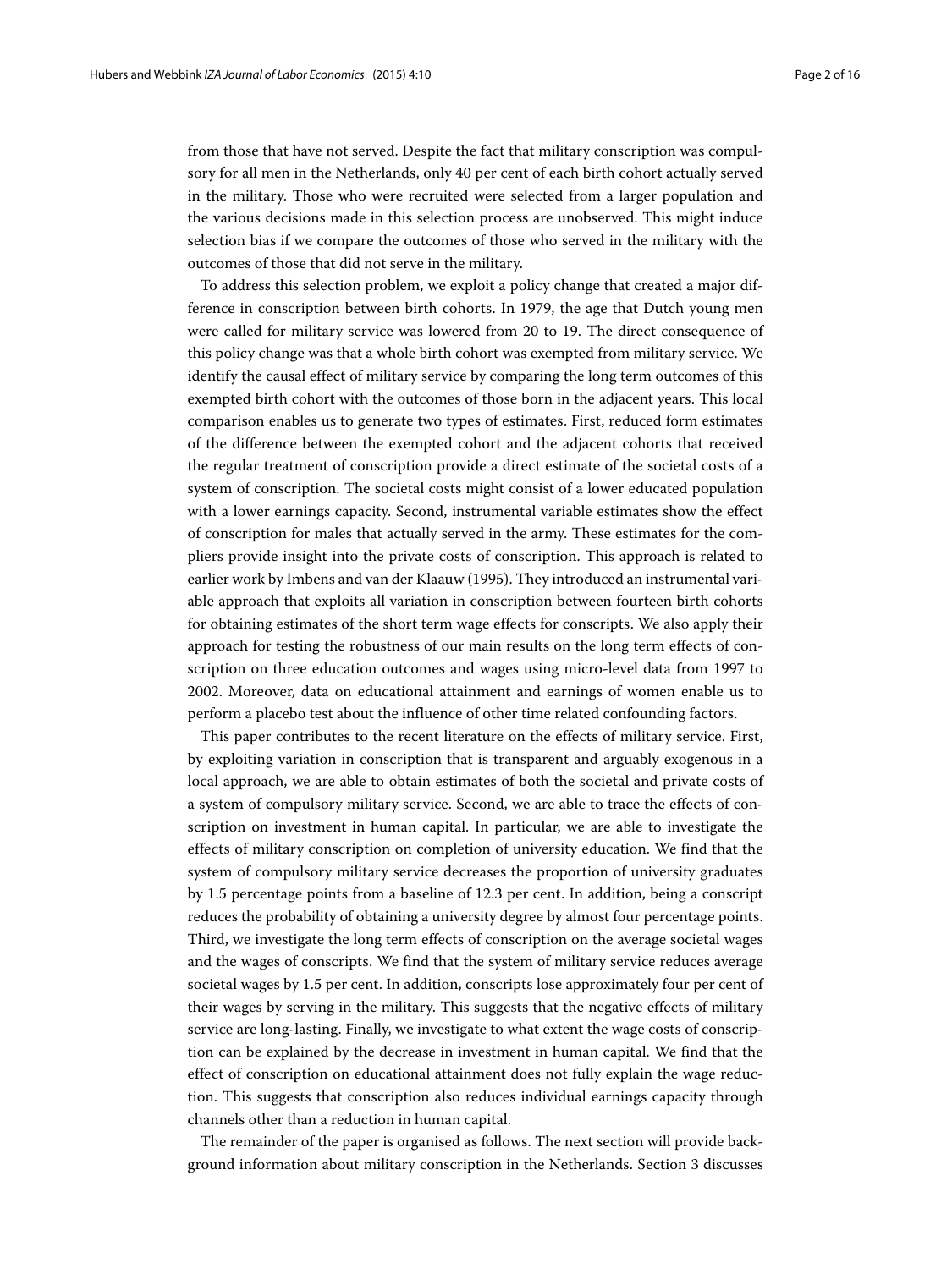from those that have not served. Despite the fact that military conscription was compulsory for all men in the Netherlands, only 40 per cent of each birth cohort actually served in the military. Those who were recruited were selected from a larger population and the various decisions made in this selection process are unobserved. This might induce selection bias if we compare the outcomes of those who served in the military with the outcomes of those that did not serve in the military.

To address this selection problem, we exploit a policy change that created a major difference in conscription between birth cohorts. In 1979, the age that Dutch young men were called for military service was lowered from 20 to 19. The direct consequence of this policy change was that a whole birth cohort was exempted from military service. We identify the causal effect of military service by comparing the long term outcomes of this exempted birth cohort with the outcomes of those born in the adjacent years. This local comparison enables us to generate two types of estimates. First, reduced form estimates of the difference between the exempted cohort and the adjacent cohorts that received the regular treatment of conscription provide a direct estimate of the societal costs of a system of conscription. The societal costs might consist of a lower educated population with a lower earnings capacity. Second, instrumental variable estimates show the effect of conscription for males that actually served in the army. These estimates for the compliers provide insight into the private costs of conscription. This approach is related to earlier work by Imbens and van der Klaauw (1995). They introduced an instrumental variable approach that exploits all variation in conscription between fourteen birth cohorts for obtaining estimates of the short term wage effects for conscripts. We also apply their approach for testing the robustness of our main results on the long term effects of conscription on three education outcomes and wages using micro-level data from 1997 to 2002. Moreover, data on educational attainment and earnings of women enable us to perform a placebo test about the influence of other time related confounding factors.

This paper contributes to the recent literature on the effects of military service. First, by exploiting variation in conscription that is transparent and arguably exogenous in a local approach, we are able to obtain estimates of both the societal and private costs of a system of compulsory military service. Second, we are able to trace the effects of conscription on investment in human capital. In particular, we are able to investigate the effects of military conscription on completion of university education. We find that the system of compulsory military service decreases the proportion of university graduates by 1.5 percentage points from a baseline of 12.3 per cent. In addition, being a conscript reduces the probability of obtaining a university degree by almost four percentage points. Third, we investigate the long term effects of conscription on the average societal wages and the wages of conscripts. We find that the system of military service reduces average societal wages by 1.5 per cent. In addition, conscripts lose approximately four per cent of their wages by serving in the military. This suggests that the negative effects of military service are long-lasting. Finally, we investigate to what extent the wage costs of conscription can be explained by the decrease in investment in human capital. We find that the effect of conscription on educational attainment does not fully explain the wage reduction. This suggests that conscription also reduces individual earnings capacity through channels other than a reduction in human capital.

The remainder of the paper is organised as follows. The next section will provide background information about military conscription in the Netherlands. Section 3 discusses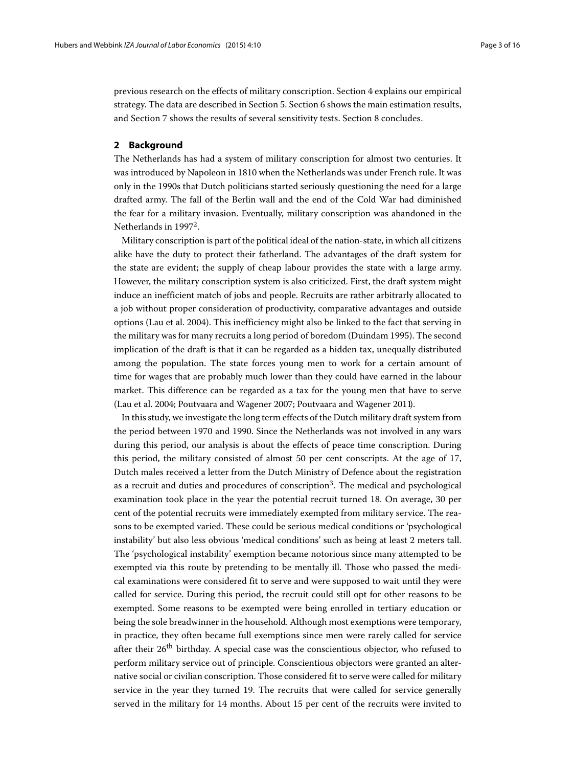previous research on the effects of military conscription. Section 4 explains our empirical strategy. The data are described in Section 5. Section 6 shows the main estimation results, and Section 7 shows the results of several sensitivity tests. Section 8 concludes.

## 2 Background

The Netherlands has had a system of military conscription for almost two centuries. It was introduced by Napoleon in 1810 when the Netherlands was under French rule. It was only in the 1990s that Dutch politicians started seriously questioning the need for a large drafted army. The fall of the Berlin wall and the end of the Cold War had diminished the fear for a military invasion. Eventually, military conscription was abandoned in the Netherlands in 1997[2].

Military conscription is part of the political ideal of the nation-state, in which all citizens alike have the duty to protect their fatherland. The advantages of the draft system for the state are evident; the supply of cheap labour provides the state with a large army. However, the military conscription system is also criticized. First, the draft system might induce an inefficient match of jobs and people. Recruits are rather arbitrarily allocated to a job without proper consideration of productivity, comparative advantages and outside options (Lau et al. 2004). This inefficiency might also be linked to the fact that serving in the military was for many recruits a long period of boredom (Duindam 1995). The second implication of the draft is that it can be regarded as a hidden tax, unequally distributed among the population. The state forces young men to work for a certain amount of time for wages that are probably much lower than they could have earned in the labour market. This difference can be regarded as a tax for the young men that have to serve (Lau et al. 2004; Poutvaara and Wagener 2007; Poutvaara and Wagener 2011).

In this study, we investigate the long term effects of the Dutch military draft system from the period between 1970 and 1990. Since the Netherlands was not involved in any wars during this period, our analysis is about the effects of peace time conscription. During this period, the military consisted of almost 50 per cent conscripts. At the age of 17, Dutch males received a letter from the Dutch Ministry of Defence about the registration as a recruit and duties and procedures of conscription[3]. The medical and psychological examination took place in the year the potential recruit turned 18. On average, 30 per cent of the potential recruits were immediately exempted from military service. The reasons to be exempted varied. These could be serious medical conditions or 'psychological instability' but also less obvious 'medical conditions' such as being at least 2 meters tall. The 'psychological instability' exemption became notorious since many attempted to be exempted via this route by pretending to be mentally ill. Those who passed the medical examinations were considered fit to serve and were supposed to wait until they were called for service. During this period, the recruit could still opt for other reasons to be exempted. Some reasons to be exempted were being enrolled in tertiary education or being the sole breadwinner in the household. Although most exemptions were temporary, in practice, they often became full exemptions since men were rarely called for service after their 26th birthday. A special case was the conscientious objector, who refused to perform military service out of principle. Conscientious objectors were granted an alternative social or civilian conscription. Those considered fit to serve were called for military service in the year they turned 19. The recruits that were called for service generally served in the military for 14 months. About 15 per cent of the recruits were invited to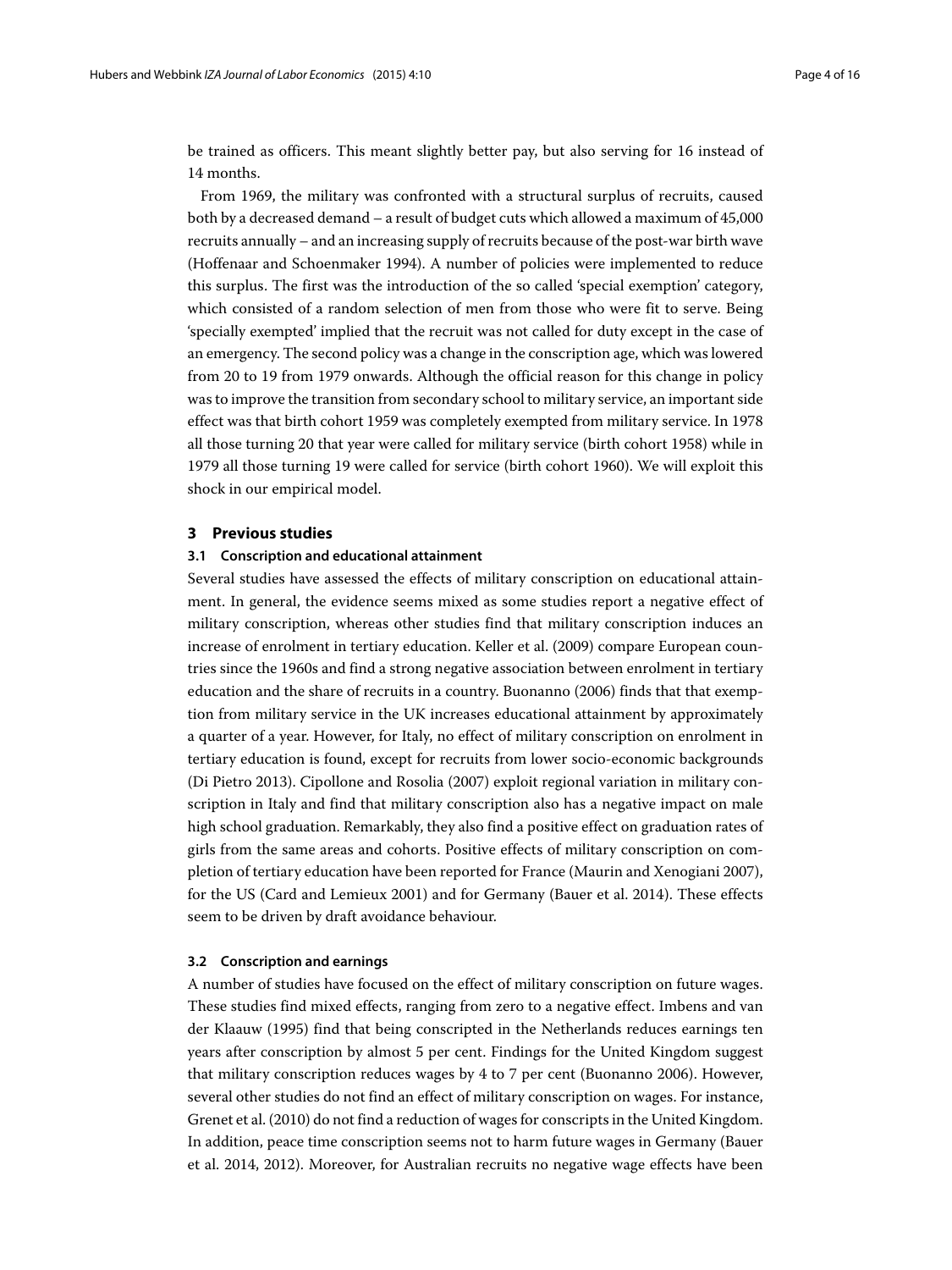be trained as officers. This meant slightly better pay, but also serving for 16 instead of 14 months.

From 1969, the military was confronted with a structural surplus of recruits, caused both by a decreased demand – a result of budget cuts which allowed a maximum of 45,000 recruits annually – and an increasing supply of recruits because of the post-war birth wave (Hoffenaar and Schoenmaker 1994). A number of policies were implemented to reduce this surplus. The first was the introduction of the so called 'special exemption' category, which consisted of a random selection of men from those who were fit to serve. Being 'specially exempted' implied that the recruit was not called for duty except in the case of an emergency. The second policy was a change in the conscription age, which was lowered from 20 to 19 from 1979 onwards. Although the official reason for this change in policy was to improve the transition from secondary school to military service, an important side effect was that birth cohort 1959 was completely exempted from military service. In 1978 all those turning 20 that year were called for military service (birth cohort 1958) while in 1979 all those turning 19 were called for service (birth cohort 1960). We will exploit this shock in our empirical model.

## 3 Previous studies

### 3.1 Conscription and educational attainment

Several studies have assessed the effects of military conscription on educational attainment. In general, the evidence seems mixed as some studies report a negative effect of military conscription, whereas other studies find that military conscription induces an increase of enrolment in tertiary education. Keller et al. (2009) compare European countries since the 1960s and find a strong negative association between enrolment in tertiary education and the share of recruits in a country. Buonanno (2006) finds that that exemption from military service in the UK increases educational attainment by approximately a quarter of a year. However, for Italy, no effect of military conscription on enrolment in tertiary education is found, except for recruits from lower socio-economic backgrounds (Di Pietro 2013). Cipollone and Rosolia (2007) exploit regional variation in military conscription in Italy and find that military conscription also has a negative impact on male high school graduation. Remarkably, they also find a positive effect on graduation rates of girls from the same areas and cohorts. Positive effects of military conscription on completion of tertiary education have been reported for France (Maurin and Xenogiani 2007), for the US (Card and Lemieux 2001) and for Germany (Bauer et al. 2014). These effects seem to be driven by draft avoidance behaviour.

### 3.2 Conscription and earnings

A number of studies have focused on the effect of military conscription on future wages. These studies find mixed effects, ranging from zero to a negative effect. Imbens and van der Klaauw (1995) find that being conscripted in the Netherlands reduces earnings ten years after conscription by almost 5 per cent. Findings for the United Kingdom suggest that military conscription reduces wages by 4 to 7 per cent (Buonanno 2006). However, several other studies do not find an effect of military conscription on wages. For instance, Grenet et al. (2010) do not find a reduction of wages for conscripts in the United Kingdom. In addition, peace time conscription seems not to harm future wages in Germany (Bauer et al. 2014, 2012). Moreover, for Australian recruits no negative wage effects have been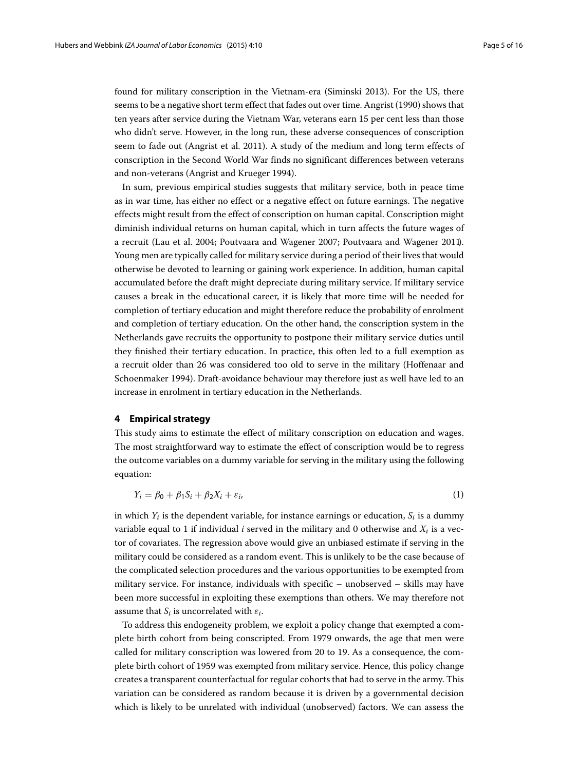found for military conscription in the Vietnam-era (Siminski 2013). For the US, there seems to be a negative short term effect that fades out over time. Angrist (1990) shows that ten years after service during the Vietnam War, veterans earn 15 per cent less than those who didn't serve. However, in the long run, these adverse consequences of conscription seem to fade out (Angrist et al. 2011). A study of the medium and long term effects of conscription in the Second World War finds no significant differences between veterans and non-veterans (Angrist and Krueger 1994).

In sum, previous empirical studies suggests that military service, both in peace time as in war time, has either no effect or a negative effect on future earnings. The negative effects might result from the effect of conscription on human capital. Conscription might diminish individual returns on human capital, which in turn affects the future wages of a recruit (Lau et al. 2004; Poutvaara and Wagener 2007; Poutvaara and Wagener 2011). Young men are typically called for military service during a period of their lives that would otherwise be devoted to learning or gaining work experience. In addition, human capital accumulated before the draft might depreciate during military service. If military service causes a break in the educational career, it is likely that more time will be needed for completion of tertiary education and might therefore reduce the probability of enrolment and completion of tertiary education. On the other hand, the conscription system in the Netherlands gave recruits the opportunity to postpone their military service duties until they finished their tertiary education. In practice, this often led to a full exemption as a recruit older than 26 was considered too old to serve in the military (Hoffenaar and Schoenmaker 1994). Draft-avoidance behaviour may therefore just as well have led to an increase in enrolment in tertiary education in the Netherlands.

## 4 Empirical strategy

This study aims to estimate the effect of military conscription on education and wages. The most straightforward way to estimate the effect of conscription would be to regress the outcome variables on a dummy variable for serving in the military using the following equation:

$$Y_i = \beta_0 + \beta_1 S_i + \beta_2 X_i + \varepsilon_i, \tag{1}$$

in which $Y_i$ is the dependent variable, for instance earnings or education, $S_i$ is a dummy variable equal to 1 if individual $i$ served in the military and 0 otherwise and $X_i$ is a vector of covariates. The regression above would give an unbiased estimate if serving in the military could be considered as a random event. This is unlikely to be the case because of the complicated selection procedures and the various opportunities to be exempted from military service. For instance, individuals with specific – unobserved – skills may have been more successful in exploiting these exemptions than others. We may therefore not assume that $S_i$ is uncorrelated with $\varepsilon_i$.

To address this endogeneity problem, we exploit a policy change that exempted a complete birth cohort from being conscripted. From 1979 onwards, the age that men were called for military conscription was lowered from 20 to 19. As a consequence, the complete birth cohort of 1959 was exempted from military service. Hence, this policy change creates a transparent counterfactual for regular cohorts that had to serve in the army. This variation can be considered as random because it is driven by a governmental decision which is likely to be unrelated with individual (unobserved) factors. We can assess the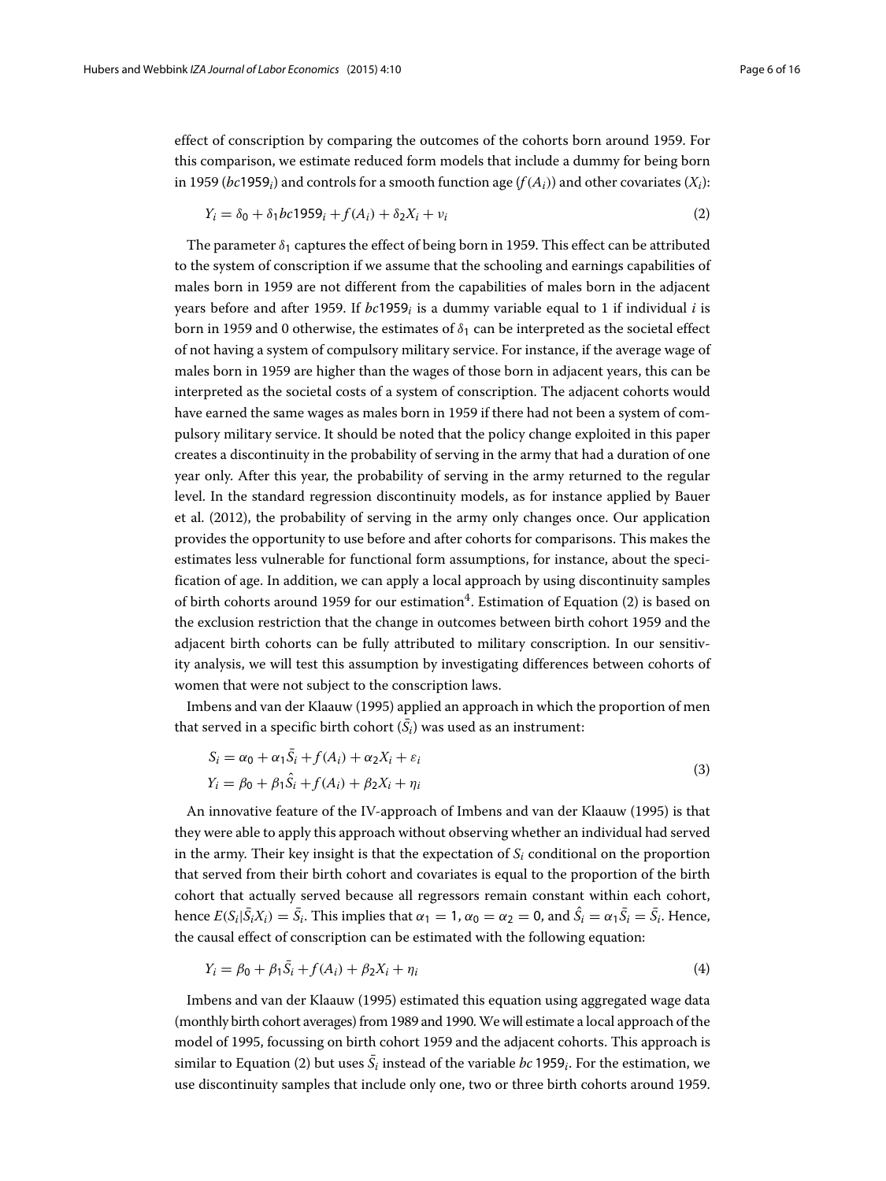effect of conscription by comparing the outcomes of the cohorts born around 1959. For this comparison, we estimate reduced form models that include a dummy for being born in 1959 ($bc1959_i$) and controls for a smooth function age ($f(A_i)$) and other covariates ($X_i$):

$$Y_i = \delta_0 + \delta_1 bc1959_i + f(A_i) + \delta_2 X_i + \nu_i \tag{2}$$

The parameter $\delta_1$ captures the effect of being born in 1959. This effect can be attributed to the system of conscription if we assume that the schooling and earnings capabilities of males born in 1959 are not different from the capabilities of males born in the adjacent years before and after 1959. If $bc1959_i$ is a dummy variable equal to 1 if individual $i$ is born in 1959 and 0 otherwise, the estimates of $\delta_1$ can be interpreted as the societal effect of not having a system of compulsory military service. For instance, if the average wage of males born in 1959 are higher than the wages of those born in adjacent years, this can be interpreted as the societal costs of a system of conscription. The adjacent cohorts would have earned the same wages as males born in 1959 if there had not been a system of compulsory military service. It should be noted that the policy change exploited in this paper creates a discontinuity in the probability of serving in the army that had a duration of one year only. After this year, the probability of serving in the army returned to the regular level. In the standard regression discontinuity models, as for instance applied by Bauer et al. (2012), the probability of serving in the army only changes once. Our application provides the opportunity to use before and after cohorts for comparisons. This makes the estimates less vulnerable for functional form assumptions, for instance, about the specification of age. In addition, we can apply a local approach by using discontinuity samples of birth cohorts around 1959 for our estimation[4]. Estimation of Equation (2) is based on the exclusion restriction that the change in outcomes between birth cohort 1959 and the adjacent birth cohorts can be fully attributed to military conscription. In our sensitivity analysis, we will test this assumption by investigating differences between cohorts of women that were not subject to the conscription laws.

Imbens and van der Klaauw (1995) applied an approach in which the proportion of men that served in a specific birth cohort ($\bar{S}_i$) was used as an instrument:

$$\begin{aligned} S_i &= \alpha_0 + \alpha_1 \bar{S}_i + f(A_i) + \alpha_2 X_i + \varepsilon_i \\ Y_i &= \beta_0 + \beta_1 \hat{S}_i + f(A_i) + \beta_2 X_i + \eta_i \end{aligned} \tag{3}$$

An innovative feature of the IV-approach of Imbens and van der Klaauw (1995) is that they were able to apply this approach without observing whether an individual had served in the army. Their key insight is that the expectation of $S_i$ conditional on the proportion that served from their birth cohort and covariates is equal to the proportion of the birth cohort that actually served because all regressors remain constant within each cohort, hence $E(S_i|\bar{S}_i X_i) = \bar{S}_i$. This implies that $\alpha_1 = 1$, $\alpha_0 = \alpha_2 = 0$, and $\hat{S}_i = \alpha_1 \bar{S}_i = \bar{S}_i$. Hence, the causal effect of conscription can be estimated with the following equation:

$$Y_i = \beta_0 + \beta_1 \bar{S}_i + f(A_i) + \beta_2 X_i + \eta_i \tag{4}$$

Imbens and van der Klaauw (1995) estimated this equation using aggregated wage data (monthly birth cohort averages) from 1989 and 1990. We will estimate a local approach of the model of 1995, focussing on birth cohort 1959 and the adjacent cohorts. This approach is similar to Equation (2) but uses $\bar{S}_i$ instead of the variable $bc\,1959_i$. For the estimation, we use discontinuity samples that include only one, two or three birth cohorts around 1959.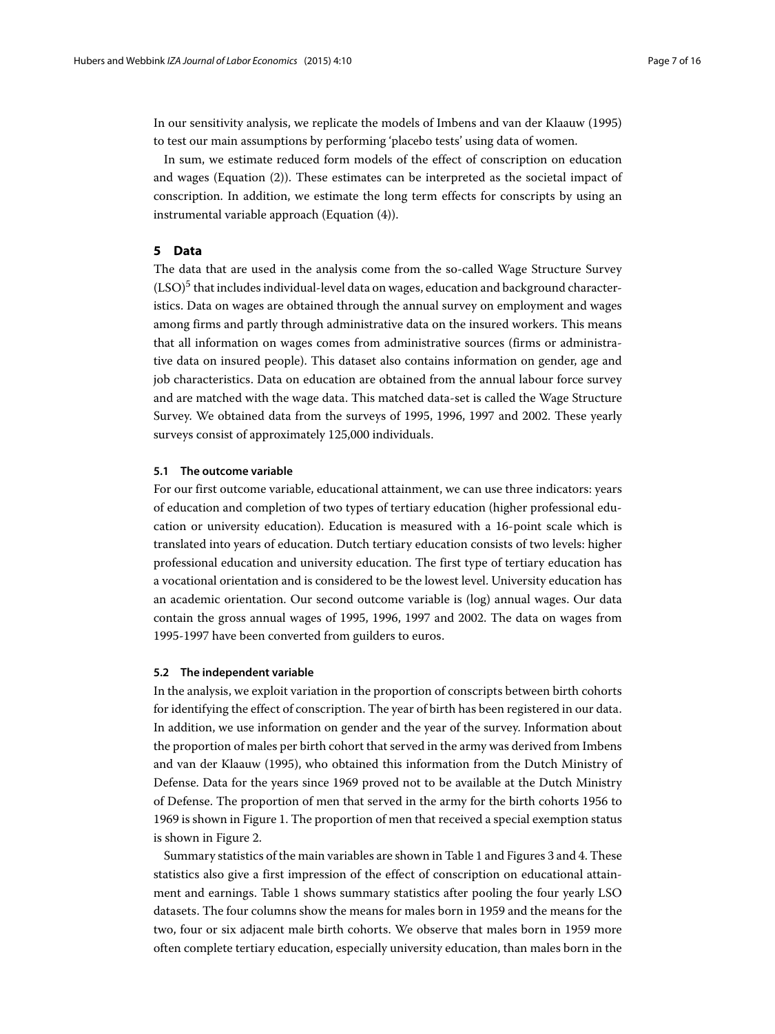In our sensitivity analysis, we replicate the models of Imbens and van der Klaauw (1995) to test our main assumptions by performing 'placebo tests' using data of women.

In sum, we estimate reduced form models of the effect of conscription on education and wages (Equation (2)). These estimates can be interpreted as the societal impact of conscription. In addition, we estimate the long term effects for conscripts by using an instrumental variable approach (Equation (4)).

## 5 Data

The data that are used in the analysis come from the so-called Wage Structure Survey (LSO)[5] that includes individual-level data on wages, education and background characteristics. Data on wages are obtained through the annual survey on employment and wages among firms and partly through administrative data on the insured workers. This means that all information on wages comes from administrative sources (firms or administrative data on insured people). This dataset also contains information on gender, age and job characteristics. Data on education are obtained from the annual labour force survey and are matched with the wage data. This matched data-set is called the Wage Structure Survey. We obtained data from the surveys of 1995, 1996, 1997 and 2002. These yearly surveys consist of approximately 125,000 individuals.

### 5.1 The outcome variable

For our first outcome variable, educational attainment, we can use three indicators: years of education and completion of two types of tertiary education (higher professional education or university education). Education is measured with a 16-point scale which is translated into years of education. Dutch tertiary education consists of two levels: higher professional education and university education. The first type of tertiary education has a vocational orientation and is considered to be the lowest level. University education has an academic orientation. Our second outcome variable is (log) annual wages. Our data contain the gross annual wages of 1995, 1996, 1997 and 2002. The data on wages from 1995-1997 have been converted from guilders to euros.

### 5.2 The independent variable

In the analysis, we exploit variation in the proportion of conscripts between birth cohorts for identifying the effect of conscription. The year of birth has been registered in our data. In addition, we use information on gender and the year of the survey. Information about the proportion of males per birth cohort that served in the army was derived from Imbens and van der Klaauw (1995), who obtained this information from the Dutch Ministry of Defense. Data for the years since 1969 proved not to be available at the Dutch Ministry of Defense. The proportion of men that served in the army for the birth cohorts 1956 to 1969 is shown in Figure 1. The proportion of men that received a special exemption status is shown in Figure 2.

Summary statistics of the main variables are shown in Table 1 and Figures 3 and 4. These statistics also give a first impression of the effect of conscription on educational attainment and earnings. Table 1 shows summary statistics after pooling the four yearly LSO datasets. The four columns show the means for males born in 1959 and the means for the two, four or six adjacent male birth cohorts. We observe that males born in 1959 more often complete tertiary education, especially university education, than males born in the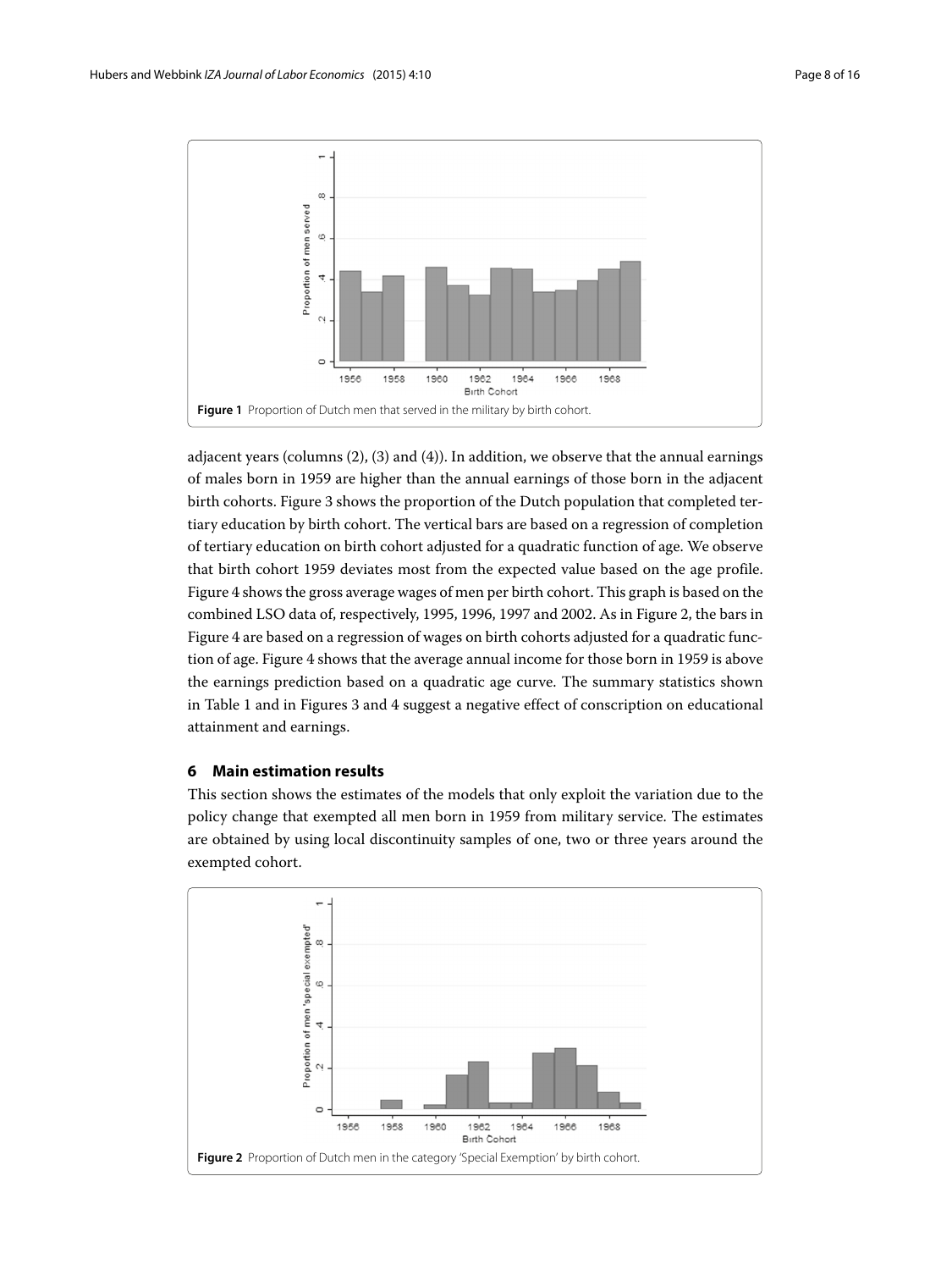Proportion of men served

1

.8

.6

.4

.2

0

1956 1958 1960 1962 1964 1966 1968

Birth Cohort

**Figure 1** Proportion of Dutch men that served in the military by birth cohort.

adjacent years (columns (2), (3) and (4)). In addition, we observe that the annual earnings of males born in 1959 are higher than the annual earnings of those born in the adjacent birth cohorts. Figure 3 shows the proportion of the Dutch population that completed tertiary education by birth cohort. The vertical bars are based on a regression of completion of tertiary education on birth cohort adjusted for a quadratic function of age. We observe that birth cohort 1959 deviates most from the expected value based on the age profile. Figure 4 shows the gross average wages of men per birth cohort. This graph is based on the combined LSO data of, respectively, 1995, 1996, 1997 and 2002. As in Figure 2, the bars in Figure 4 are based on a regression of wages on birth cohorts adjusted for a quadratic function of age. Figure 4 shows that the average annual income for those born in 1959 is above the earnings prediction based on a quadratic age curve. The summary statistics shown in Table 1 and in Figures 3 and 4 suggest a negative effect of conscription on educational attainment and earnings.

## 6 Main estimation results

This section shows the estimates of the models that only exploit the variation due to the policy change that exempted all men born in 1959 from military service. The estimates are obtained by using local discontinuity samples of one, two or three years around the exempted cohort.

Proportion of men 'special exempted'

1

.8

.6

.4

.2

0

1956 1958 1960 1962 1964 1966 1968

Birth Cohort

**Figure 2** Proportion of Dutch men in the category 'Special Exemption' by birth cohort.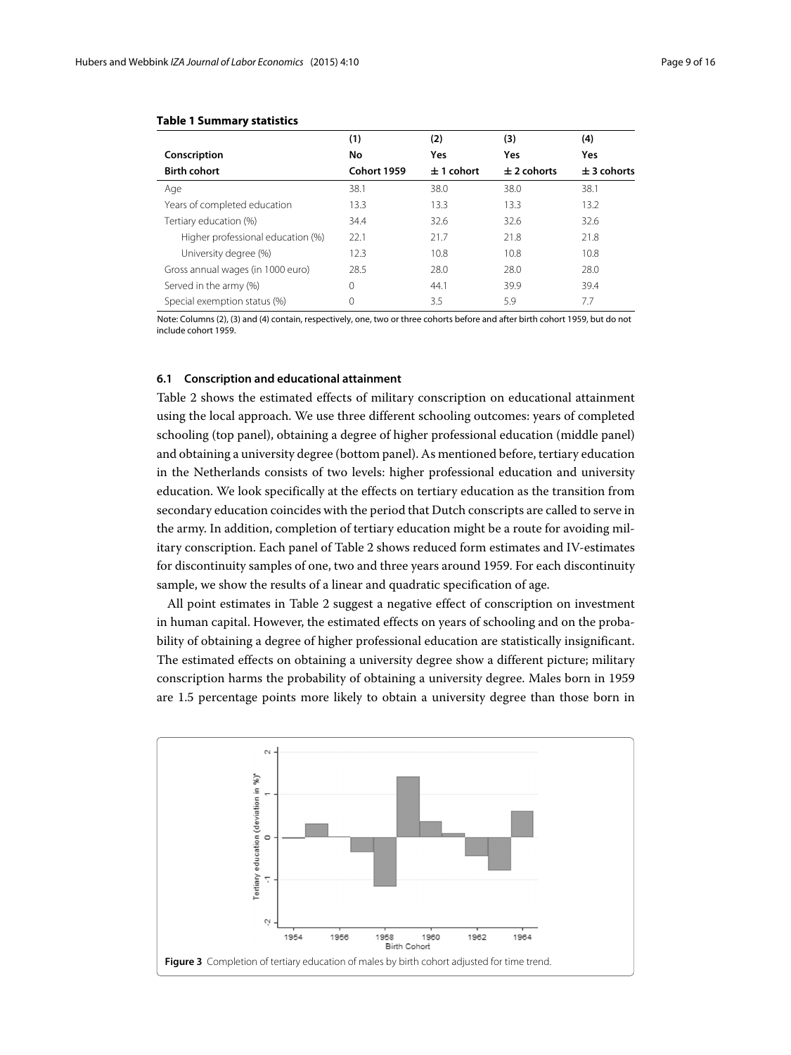**Table 1 Summary statistics**

| | (1) | (2) | (3) | (4) |
|---|---|---|---|---|
| **Conscription** | **No** | **Yes** | **Yes** | **Yes** |
| **Birth cohort** | **Cohort 1959** | **± 1 cohort** | **± 2 cohorts** | **± 3 cohorts** |
| Age | 38.1 | 38.0 | 38.0 | 38.1 |
| Years of completed education | 13.3 | 13.3 | 13.3 | 13.2 |
| Tertiary education (%) | 34.4 | 32.6 | 32.6 | 32.6 |
| Higher professional education (%) | 22.1 | 21.7 | 21.8 | 21.8 |
| University degree (%) | 12.3 | 10.8 | 10.8 | 10.8 |
| Gross annual wages (in 1000 euro) | 28.5 | 28.0 | 28.0 | 28.0 |
| Served in the army (%) | 0 | 44.1 | 39.9 | 39.4 |
| Special exemption status (%) | 0 | 3.5 | 5.9 | 7.7 |

Note: Columns (2), (3) and (4) contain, respectively, one, two or three cohorts before and after birth cohort 1959, but do not include cohort 1959.

### 6.1 Conscription and educational attainment

Table 2 shows the estimated effects of military conscription on educational attainment using the local approach. We use three different schooling outcomes: years of completed schooling (top panel), obtaining a degree of higher professional education (middle panel) and obtaining a university degree (bottom panel). As mentioned before, tertiary education in the Netherlands consists of two levels: higher professional education and university education. We look specifically at the effects on tertiary education as the transition from secondary education coincides with the period that Dutch conscripts are called to serve in the army. In addition, completion of tertiary education might be a route for avoiding military conscription. Each panel of Table 2 shows reduced form estimates and IV-estimates for discontinuity samples of one, two and three years around 1959. For each discontinuity sample, we show the results of a linear and quadratic specification of age.

All point estimates in Table 2 suggest a negative effect of conscription on investment in human capital. However, the estimated effects on years of schooling and on the probability of obtaining a degree of higher professional education are statistically insignificant. The estimated effects on obtaining a university degree show a different picture; military conscription harms the probability of obtaining a university degree. Males born in 1959 are 1.5 percentage points more likely to obtain a university degree than those born in

Tertiary education (deviation in %)*

2
1
0
-1
-2

1954
1956
1958
1960
1962
1964

Birth Cohort

**Figure 3** Completion of tertiary education of males by birth cohort adjusted for time trend.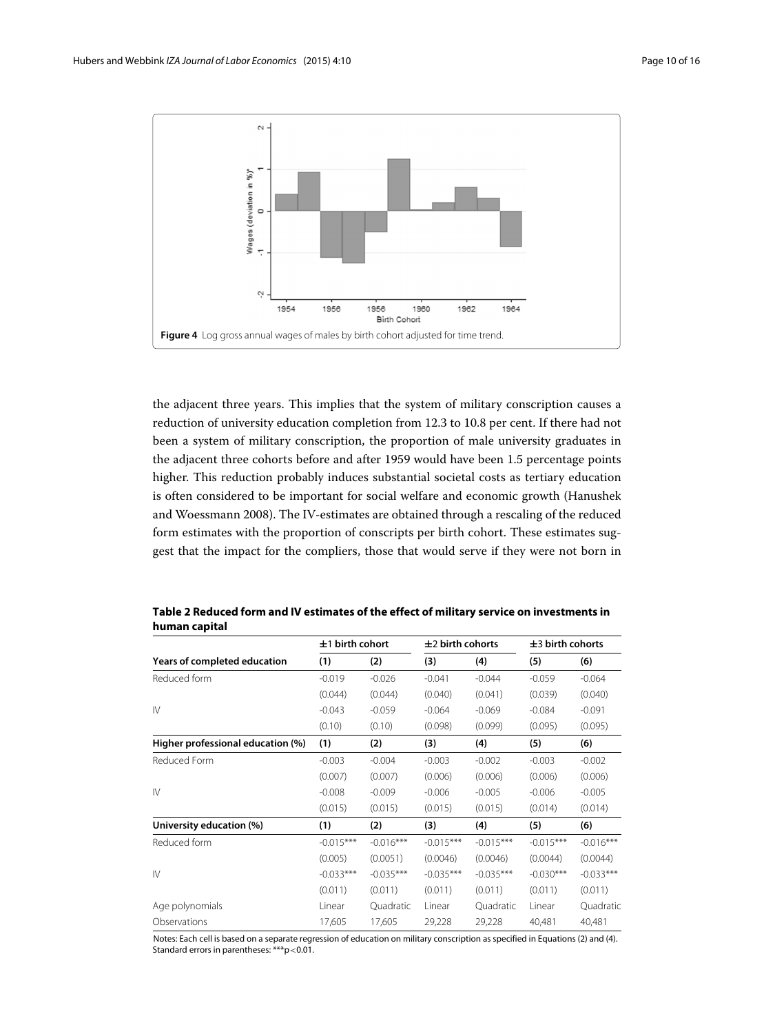2

1

0

-1

-2

Wages (deviation in %)'

1954 1956 1958 1960 1962 1964

Birth Cohort

**Figure 4** Log gross annual wages of males by birth cohort adjusted for time trend.

the adjacent three years. This implies that the system of military conscription causes a reduction of university education completion from 12.3 to 10.8 per cent. If there had not been a system of military conscription, the proportion of male university graduates in the adjacent three cohorts before and after 1959 would have been 1.5 percentage points higher. This reduction probably induces substantial societal costs as tertiary education is often considered to be important for social welfare and economic growth (Hanushek and Woessmann 2008). The IV-estimates are obtained through a rescaling of the reduced form estimates with the proportion of conscripts per birth cohort. These estimates suggest that the impact for the compliers, those that would serve if they were not born in

**Table 2 Reduced form and IV estimates of the effect of military service on investments in human capital**

| | ±1 birth cohort | | ±2 birth cohorts | | ±3 birth cohorts | |
|---|---|---|---|---|---|---|
| **Years of completed education** | **(1)** | **(2)** | **(3)** | **(4)** | **(5)** | **(6)** |
| Reduced form | -0.019 | -0.026 | -0.041 | -0.044 | -0.059 | -0.064 |
| | (0.044) | (0.044) | (0.040) | (0.041) | (0.039) | (0.040) |
| IV | -0.043 | -0.059 | -0.064 | -0.069 | -0.084 | -0.091 |
| | (0.10) | (0.10) | (0.098) | (0.099) | (0.095) | (0.095) |
| **Higher professional education (%)** | **(1)** | **(2)** | **(3)** | **(4)** | **(5)** | **(6)** |
| Reduced Form | -0.003 | -0.004 | -0.003 | -0.002 | -0.003 | -0.002 |
| | (0.007) | (0.007) | (0.006) | (0.006) | (0.006) | (0.006) |
| IV | -0.008 | -0.009 | -0.006 | -0.005 | -0.006 | -0.005 |
| | (0.015) | (0.015) | (0.015) | (0.015) | (0.014) | (0.014) |
| **University education (%)** | **(1)** | **(2)** | **(3)** | **(4)** | **(5)** | **(6)** |
| Reduced form | -0.015*** | -0.016*** | -0.015*** | -0.015*** | -0.015*** | -0.016*** |
| | (0.005) | (0.0051) | (0.0046) | (0.0046) | (0.0044) | (0.0044) |
| IV | -0.033*** | -0.035*** | -0.035*** | -0.035*** | -0.030*** | -0.033*** |
| | (0.011) | (0.011) | (0.011) | (0.011) | (0.011) | (0.011) |
| Age polynomials | Linear | Quadratic | Linear | Quadratic | Linear | Quadratic |
| Observations | 17,605 | 17,605 | 29,228 | 29,228 | 40,481 | 40,481 |

Notes: Each cell is based on a separate regression of education on military conscription as specified in Equations (2) and (4). Standard errors in parentheses: ***$p<0.01$.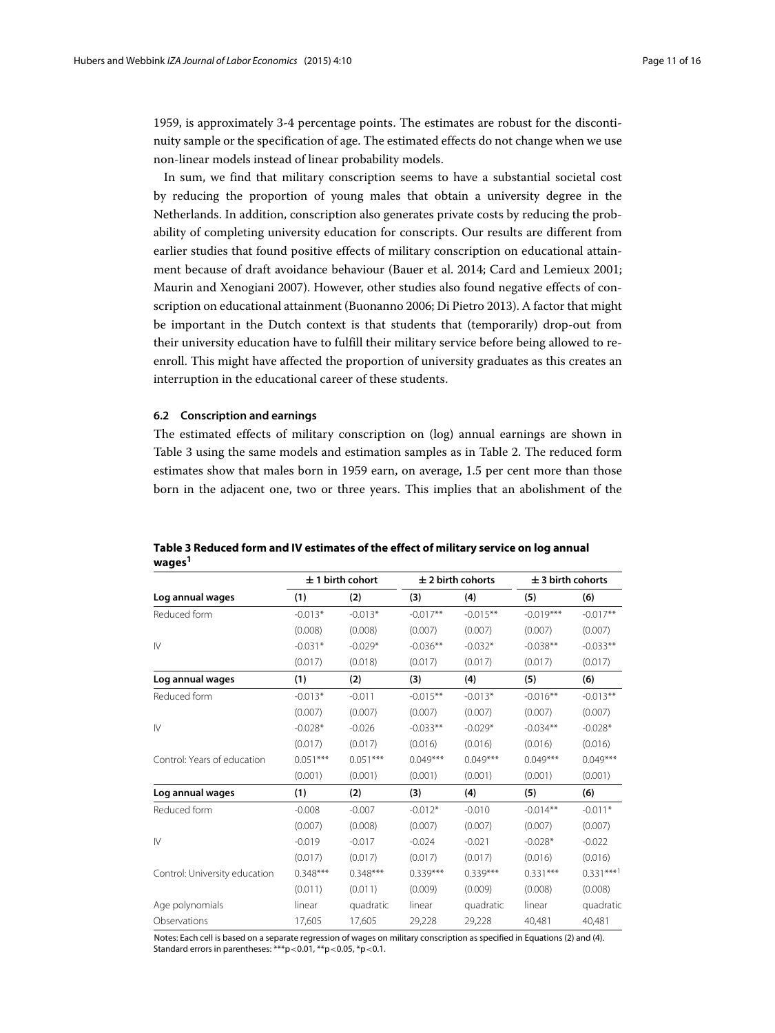1959, is approximately 3-4 percentage points. The estimates are robust for the discontinuity sample or the specification of age. The estimated effects do not change when we use non-linear models instead of linear probability models.

In sum, we find that military conscription seems to have a substantial societal cost by reducing the proportion of young males that obtain a university degree in the Netherlands. In addition, conscription also generates private costs by reducing the probability of completing university education for conscripts. Our results are different from earlier studies that found positive effects of military conscription on educational attainment because of draft avoidance behaviour (Bauer et al. 2014; Card and Lemieux 2001; Maurin and Xenogiani 2007). However, other studies also found negative effects of conscription on educational attainment (Buonanno 2006; Di Pietro 2013). A factor that might be important in the Dutch context is that students that (temporarily) drop-out from their university education have to fulfill their military service before being allowed to re-enroll. This might have affected the proportion of university graduates as this creates an interruption in the educational career of these students.

### 6.2 Conscription and earnings

The estimated effects of military conscription on (log) annual earnings are shown in Table 3 using the same models and estimation samples as in Table 2. The reduced form estimates show that males born in 1959 earn, on average, 1.5 per cent more than those born in the adjacent one, two or three years. This implies that an abolishment of the

**Table 3 Reduced form and IV estimates of the effect of military service on log annual wages[1]**

| | ± 1 birth cohort | | ± 2 birth cohorts | | ± 3 birth cohorts | |
|---|---|---|---|---|---|---|
| **Log annual wages** | **(1)** | **(2)** | **(3)** | **(4)** | **(5)** | **(6)** |
| Reduced form | -0.013* | -0.013* | -0.017** | -0.015** | -0.019*** | -0.017** |
| | (0.008) | (0.008) | (0.007) | (0.007) | (0.007) | (0.007) |
| IV | -0.031* | -0.029* | -0.036** | -0.032* | -0.038** | -0.033** |
| | (0.017) | (0.018) | (0.017) | (0.017) | (0.017) | (0.017) |
| **Log annual wages** | **(1)** | **(2)** | **(3)** | **(4)** | **(5)** | **(6)** |
| Reduced form | -0.013* | -0.011 | -0.015** | -0.013* | -0.016** | -0.013** |
| | (0.007) | (0.007) | (0.007) | (0.007) | (0.007) | (0.007) |
| IV | -0.028* | -0.026 | -0.033** | -0.029* | -0.034** | -0.028* |
| | (0.017) | (0.017) | (0.016) | (0.016) | (0.016) | (0.016) |
| Control: Years of education | 0.051*** | 0.051*** | 0.049*** | 0.049*** | 0.049*** | 0.049*** |
| | (0.001) | (0.001) | (0.001) | (0.001) | (0.001) | (0.001) |
| **Log annual wages** | **(1)** | **(2)** | **(3)** | **(4)** | **(5)** | **(6)** |
| Reduced form | -0.008 | -0.007 | -0.012* | -0.010 | -0.014** | -0.011* |
| | (0.007) | (0.008) | (0.007) | (0.007) | (0.007) | (0.007) |
| IV | -0.019 | -0.017 | -0.024 | -0.021 | -0.028* | -0.022 |
| | (0.017) | (0.017) | (0.017) | (0.017) | (0.016) | (0.016) |
| Control: University education | 0.348*** | 0.348*** | 0.339*** | 0.339*** | 0.331*** | 0.331***[1] |
| | (0.011) | (0.011) | (0.009) | (0.009) | (0.008) | (0.008) |
| Age polynomials | linear | quadratic | linear | quadratic | linear | quadratic |
| Observations | 17,605 | 17,605 | 29,228 | 29,228 | 40,481 | 40,481 |

Notes: Each cell is based on a separate regression of wages on military conscription as specified in Equations (2) and (4). Standard errors in parentheses: ***p<0.01, **p<0.05, *p<0.1.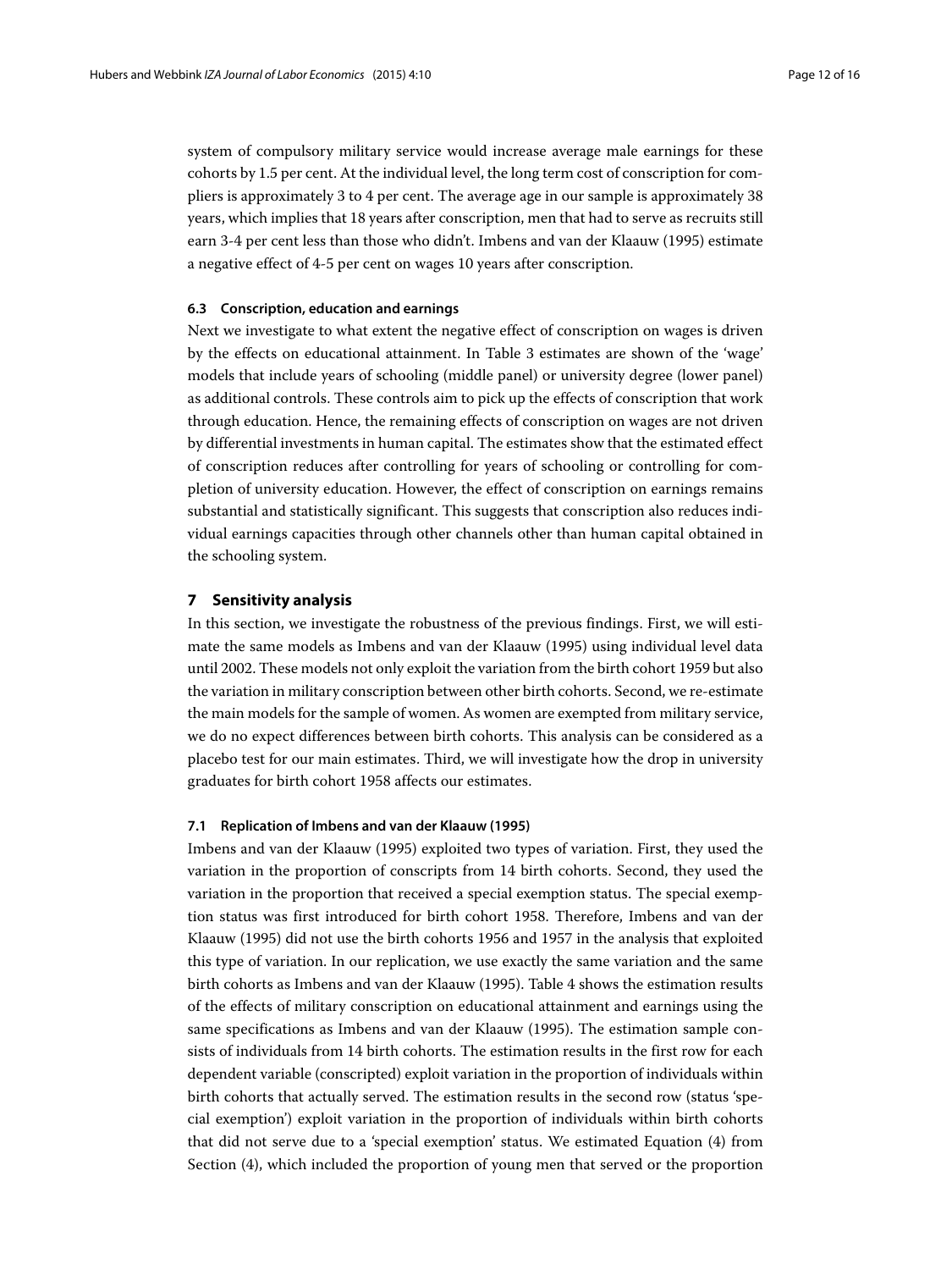system of compulsory military service would increase average male earnings for these cohorts by 1.5 per cent. At the individual level, the long term cost of conscription for compliers is approximately 3 to 4 per cent. The average age in our sample is approximately 38 years, which implies that 18 years after conscription, men that had to serve as recruits still earn 3-4 per cent less than those who didn't. Imbens and van der Klaauw (1995) estimate a negative effect of 4-5 per cent on wages 10 years after conscription.

### 6.3 Conscription, education and earnings

Next we investigate to what extent the negative effect of conscription on wages is driven by the effects on educational attainment. In Table 3 estimates are shown of the 'wage' models that include years of schooling (middle panel) or university degree (lower panel) as additional controls. These controls aim to pick up the effects of conscription that work through education. Hence, the remaining effects of conscription on wages are not driven by differential investments in human capital. The estimates show that the estimated effect of conscription reduces after controlling for years of schooling or controlling for completion of university education. However, the effect of conscription on earnings remains substantial and statistically significant. This suggests that conscription also reduces individual earnings capacities through other channels other than human capital obtained in the schooling system.

## 7 Sensitivity analysis

In this section, we investigate the robustness of the previous findings. First, we will estimate the same models as Imbens and van der Klaauw (1995) using individual level data until 2002. These models not only exploit the variation from the birth cohort 1959 but also the variation in military conscription between other birth cohorts. Second, we re-estimate the main models for the sample of women. As women are exempted from military service, we do no expect differences between birth cohorts. This analysis can be considered as a placebo test for our main estimates. Third, we will investigate how the drop in university graduates for birth cohort 1958 affects our estimates.

### 7.1 Replication of Imbens and van der Klaauw (1995)

Imbens and van der Klaauw (1995) exploited two types of variation. First, they used the variation in the proportion of conscripts from 14 birth cohorts. Second, they used the variation in the proportion that received a special exemption status. The special exemption status was first introduced for birth cohort 1958. Therefore, Imbens and van der Klaauw (1995) did not use the birth cohorts 1956 and 1957 in the analysis that exploited this type of variation. In our replication, we use exactly the same variation and the same birth cohorts as Imbens and van der Klaauw (1995). Table 4 shows the estimation results of the effects of military conscription on educational attainment and earnings using the same specifications as Imbens and van der Klaauw (1995). The estimation sample consists of individuals from 14 birth cohorts. The estimation results in the first row for each dependent variable (conscripted) exploit variation in the proportion of individuals within birth cohorts that actually served. The estimation results in the second row (status 'special exemption') exploit variation in the proportion of individuals within birth cohorts that did not serve due to a 'special exemption' status. We estimated Equation (4) from Section (4), which included the proportion of young men that served or the proportion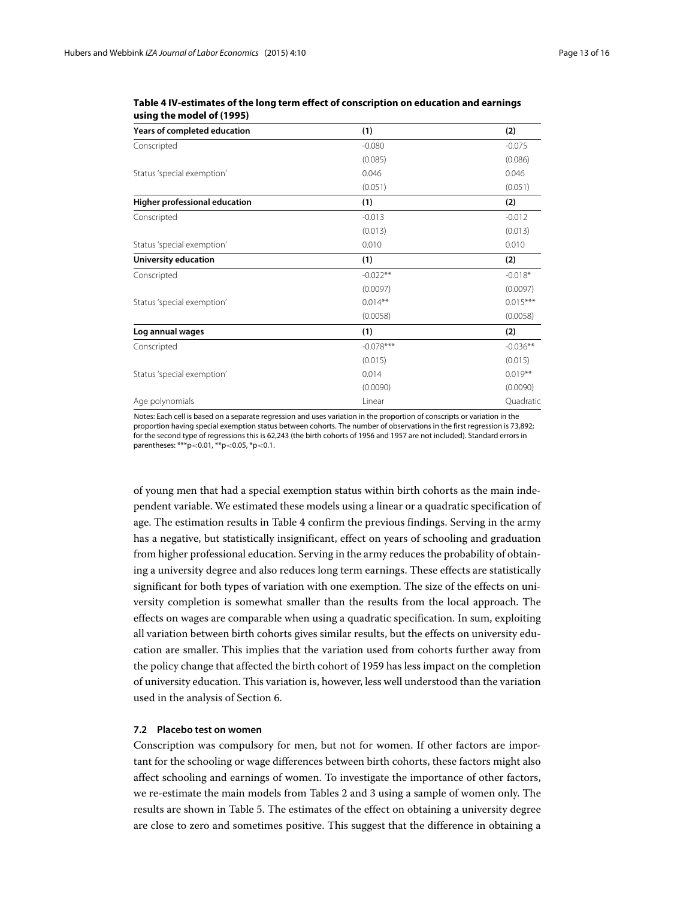**Table 4 IV-estimates of the long term effect of conscription on education and earnings using the model of (1995)**

| Years of completed education | (1) | (2) |
|---|---|---|
| Conscripted | -0.080 | -0.075 |
| | (0.085) | (0.086) |
| Status 'special exemption' | 0.046 | 0.046 |
| | (0.051) | (0.051) |
| **Higher professional education** | **(1)** | **(2)** |
| Conscripted | -0.013 | -0.012 |
| | (0.013) | (0.013) |
| Status 'special exemption' | 0.010 | 0.010 |
| **University education** | **(1)** | **(2)** |
| Conscripted | -0.022** | -0.018* |
| | (0.0097) | (0.0097) |
| Status 'special exemption' | 0.014** | 0.015*** |
| | (0.0058) | (0.0058) |
| **Log annual wages** | **(1)** | **(2)** |
| Conscripted | -0.078*** | -0.036** |
| | (0.015) | (0.015) |
| Status 'special exemption' | 0.014 | 0.019** |
| | (0.0090) | (0.0090) |
| Age polynomials | Linear | Quadratic |

Notes: Each cell is based on a separate regression and uses variation in the proportion of conscripts or variation in the proportion having special exemption status between cohorts. The number of observations in the first regression is 73,892; for the second type of regressions this is 62,243 (the birth cohorts of 1956 and 1957 are not included). Standard errors in parentheses: ***p<0.01, **p<0.05, *p<0.1.

of young men that had a special exemption status within birth cohorts as the main independent variable. We estimated these models using a linear or a quadratic specification of age. The estimation results in Table 4 confirm the previous findings. Serving in the army has a negative, but statistically insignificant, effect on years of schooling and graduation from higher professional education. Serving in the army reduces the probability of obtaining a university degree and also reduces long term earnings. These effects are statistically significant for both types of variation with one exemption. The size of the effects on university completion is somewhat smaller than the results from the local approach. The effects on wages are comparable when using a quadratic specification. In sum, exploiting all variation between birth cohorts gives similar results, but the effects on university education are smaller. This implies that the variation used from cohorts further away from the policy change that affected the birth cohort of 1959 has less impact on the completion of university education. This variation is, however, less well understood than the variation used in the analysis of Section 6.

### 7.2 Placebo test on women

Conscription was compulsory for men, but not for women. If other factors are important for the schooling or wage differences between birth cohorts, these factors might also affect schooling and earnings of women. To investigate the importance of other factors, we re-estimate the main models from Tables 2 and 3 using a sample of women only. The results are shown in Table 5. The estimates of the effect on obtaining a university degree are close to zero and sometimes positive. This suggest that the difference in obtaining a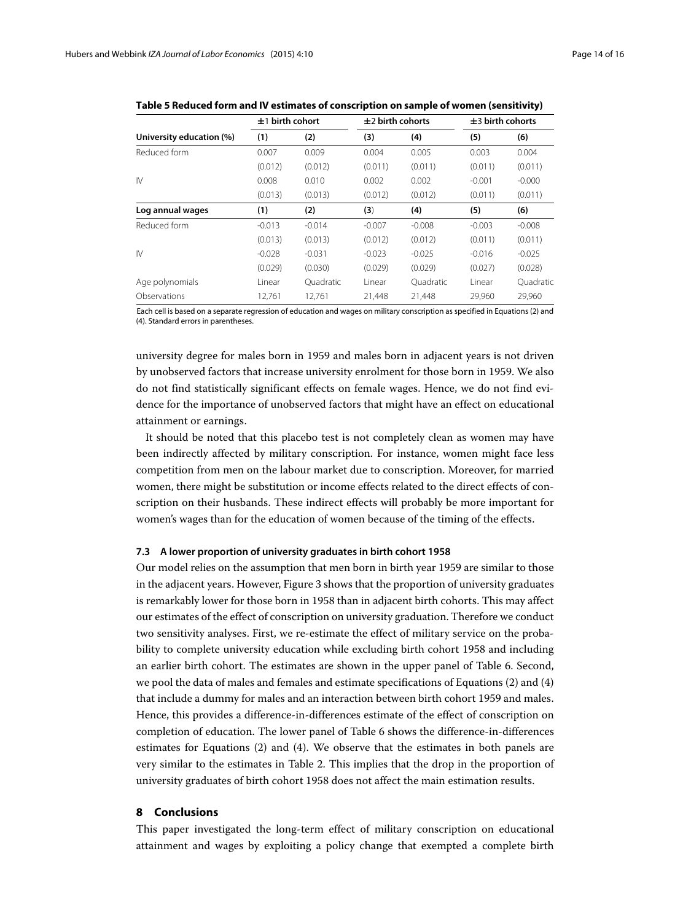**Table 5 Reduced form and IV estimates of conscription on sample of women (sensitivity)**

| | ±1 birth cohort | | ±2 birth cohorts | | ±3 birth cohorts | |
|---|---|---|---|---|---|---|
| **University education (%)** | **(1)** | **(2)** | **(3)** | **(4)** | **(5)** | **(6)** |
| Reduced form | 0.007 | 0.009 | 0.004 | 0.005 | 0.003 | 0.004 |
| | (0.012) | (0.012) | (0.011) | (0.011) | (0.011) | (0.011) |
| IV | 0.008 | 0.010 | 0.002 | 0.002 | -0.001 | -0.000 |
| | (0.013) | (0.013) | (0.012) | (0.012) | (0.011) | (0.011) |
| **Log annual wages** | **(1)** | **(2)** | **(3)** | **(4)** | **(5)** | **(6)** |
| Reduced form | -0.013 | -0.014 | -0.007 | -0.008 | -0.003 | -0.008 |
| | (0.013) | (0.013) | (0.012) | (0.012) | (0.011) | (0.011) |
| IV | -0.028 | -0.031 | -0.023 | -0.025 | -0.016 | -0.025 |
| | (0.029) | (0.030) | (0.029) | (0.029) | (0.027) | (0.028) |
| Age polynomials | Linear | Quadratic | Linear | Quadratic | Linear | Quadratic |
| Observations | 12,761 | 12,761 | 21,448 | 21,448 | 29,960 | 29,960 |

Each cell is based on a separate regression of education and wages on military conscription as specified in Equations (2) and (4). Standard errors in parentheses.

university degree for males born in 1959 and males born in adjacent years is not driven by unobserved factors that increase university enrolment for those born in 1959. We also do not find statistically significant effects on female wages. Hence, we do not find evidence for the importance of unobserved factors that might have an effect on educational attainment or earnings.

It should be noted that this placebo test is not completely clean as women may have been indirectly affected by military conscription. For instance, women might face less competition from men on the labour market due to conscription. Moreover, for married women, there might be substitution or income effects related to the direct effects of conscription on their husbands. These indirect effects will probably be more important for women's wages than for the education of women because of the timing of the effects.

### 7.3 A lower proportion of university graduates in birth cohort 1958

Our model relies on the assumption that men born in birth year 1959 are similar to those in the adjacent years. However, Figure 3 shows that the proportion of university graduates is remarkably lower for those born in 1958 than in adjacent birth cohorts. This may affect our estimates of the effect of conscription on university graduation. Therefore we conduct two sensitivity analyses. First, we re-estimate the effect of military service on the probability to complete university education while excluding birth cohort 1958 and including an earlier birth cohort. The estimates are shown in the upper panel of Table 6. Second, we pool the data of males and females and estimate specifications of Equations (2) and (4) that include a dummy for males and an interaction between birth cohort 1959 and males. Hence, this provides a difference-in-differences estimate of the effect of conscription on completion of education. The lower panel of Table 6 shows the difference-in-differences estimates for Equations (2) and (4). We observe that the estimates in both panels are very similar to the estimates in Table 2. This implies that the drop in the proportion of university graduates of birth cohort 1958 does not affect the main estimation results.

## 8 Conclusions

This paper investigated the long-term effect of military conscription on educational attainment and wages by exploiting a policy change that exempted a complete birth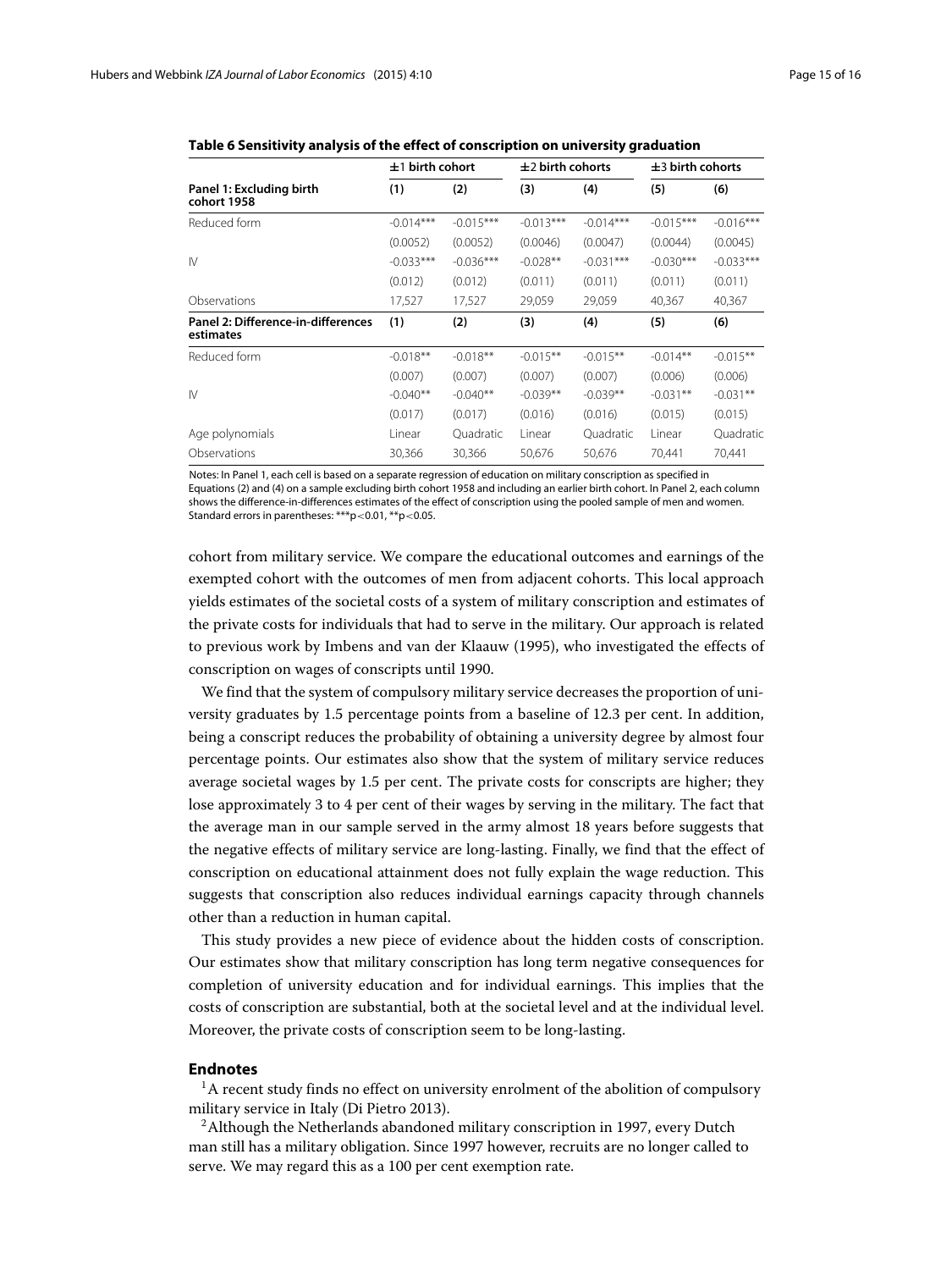**Table 6 Sensitivity analysis of the effect of conscription on university graduation**

| | ±1 birth cohort | | ±2 birth cohorts | | ±3 birth cohorts | |
|---|---|---|---|---|---|---|
| **Panel 1: Excluding birth cohort 1958** | **(1)** | **(2)** | **(3)** | **(4)** | **(5)** | **(6)** |
| Reduced form | -0.014*** | -0.015*** | -0.013*** | -0.014*** | -0.015*** | -0.016*** |
| | (0.0052) | (0.0052) | (0.0046) | (0.0047) | (0.0044) | (0.0045) |
| IV | -0.033*** | -0.036*** | -0.028*** | -0.031*** | -0.030*** | -0.033*** |
| | (0.012) | (0.012) | (0.011) | (0.011) | (0.011) | (0.011) |
| Observations | 17,527 | 17,527 | 29,059 | 29,059 | 40,367 | 40,367 |
| **Panel 2: Difference-in-differences estimates** | **(1)** | **(2)** | **(3)** | **(4)** | **(5)** | **(6)** |
| Reduced form | -0.018** | -0.018** | -0.015** | -0.015** | -0.014** | -0.015** |
| | (0.007) | (0.007) | (0.007) | (0.007) | (0.006) | (0.006) |
| IV | -0.040** | -0.040** | -0.039** | -0.039** | -0.031** | -0.031** |
| | (0.017) | (0.017) | (0.016) | (0.016) | (0.015) | (0.015) |
| Age polynomials | Linear | Quadratic | Linear | Quadratic | Linear | Quadratic |
| Observations | 30,366 | 30,366 | 50,676 | 50,676 | 70,441 | 70,441 |

Notes: In Panel 1, each cell is based on a separate regression of education on military conscription as specified in Equations (2) and (4) on a sample excluding birth cohort 1958 and including an earlier birth cohort. In Panel 2, each column shows the difference-in-differences estimates of the effect of conscription using the pooled sample of men and women. Standard errors in parentheses: ***p<0.01, **p<0.05.

cohort from military service. We compare the educational outcomes and earnings of the exempted cohort with the outcomes of men from adjacent cohorts. This local approach yields estimates of the societal costs of a system of military conscription and estimates of the private costs for individuals that had to serve in the military. Our approach is related to previous work by Imbens and van der Klaauw (1995), who investigated the effects of conscription on wages of conscripts until 1990.

We find that the system of compulsory military service decreases the proportion of university graduates by 1.5 percentage points from a baseline of 12.3 per cent. In addition, being a conscript reduces the probability of obtaining a university degree by almost four percentage points. Our estimates also show that the system of military service reduces average societal wages by 1.5 per cent. The private costs for conscripts are higher; they lose approximately 3 to 4 per cent of their wages by serving in the military. The fact that the average man in our sample served in the army almost 18 years before suggests that the negative effects of military service are long-lasting. Finally, we find that the effect of conscription on educational attainment does not fully explain the wage reduction. This suggests that conscription also reduces individual earnings capacity through channels other than a reduction in human capital.

This study provides a new piece of evidence about the hidden costs of conscription. Our estimates show that military conscription has long term negative consequences for completion of university education and for individual earnings. This implies that the costs of conscription are substantial, both at the societal level and at the individual level. Moreover, the private costs of conscription seem to be long-lasting.

## Endnotes

[1]A recent study finds no effect on university enrolment of the abolition of compulsory military service in Italy (Di Pietro 2013).

[2]Although the Netherlands abandoned military conscription in 1997, every Dutch man still has a military obligation. Since 1997 however, recruits are no longer called to serve. We may regard this as a 100 per cent exemption rate.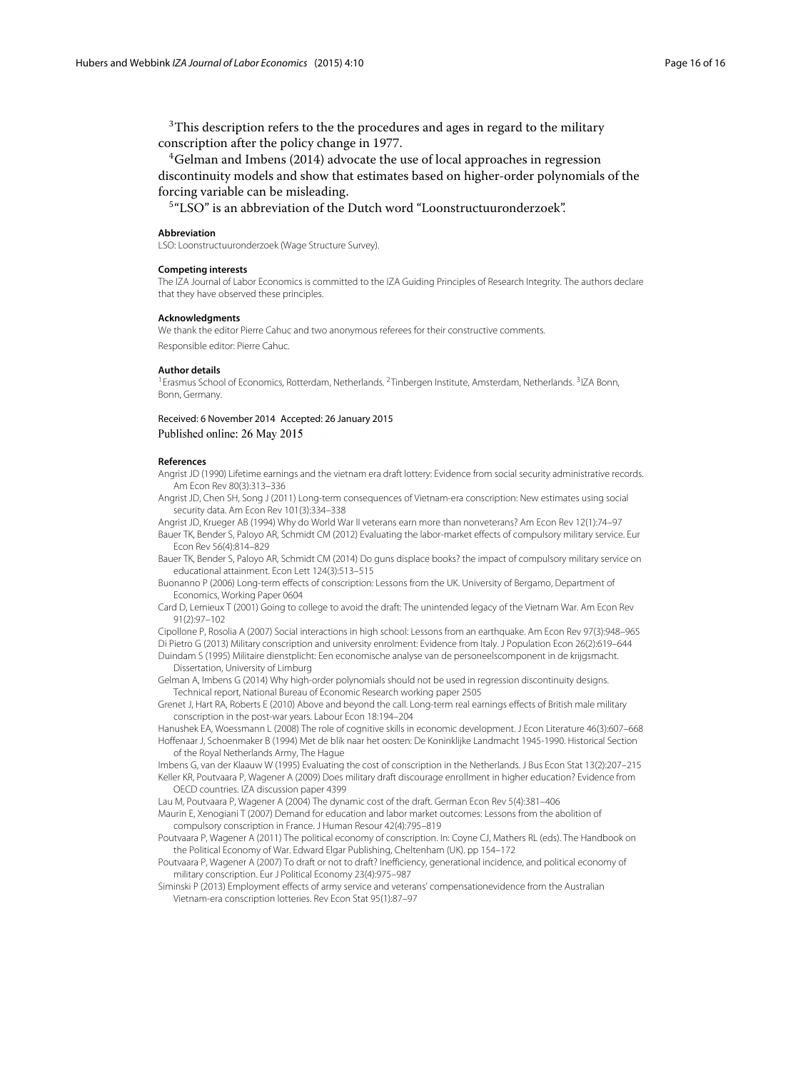[3]This description refers to the the procedures and ages in regard to the military conscription after the policy change in 1977.

[4]Gelman and Imbens (2014) advocate the use of local approaches in regression discontinuity models and show that estimates based on higher-order polynomials of the forcing variable can be misleading.

[5]"LSO" is an abbreviation of the Dutch word "Loonstructuuronderzoek".

#### Abbreviation
LSO: Loonstructuuronderzoek (Wage Structure Survey).

#### Competing interests
The IZA Journal of Labor Economics is committed to the IZA Guiding Principles of Research Integrity. The authors declare that they have observed these principles.

#### Acknowledgments
We thank the editor Pierre Cahuc and two anonymous referees for their constructive comments.

Responsible editor: Pierre Cahuc.

#### Author details
[1]Erasmus School of Economics, Rotterdam, Netherlands. [2]Tinbergen Institute, Amsterdam, Netherlands. [3]IZA Bonn, Bonn, Germany.

Received: 6 November 2014 Accepted: 26 January 2015
Published online: 26 May 2015

#### References
Angrist JD (1990) Lifetime earnings and the vietnam era draft lottery: Evidence from social security administrative records. Am Econ Rev 80(3):313–336

Angrist JD, Chen SH, Song J (2011) Long-term consequences of Vietnam-era conscription: New estimates using social security data. Am Econ Rev 101(3):334–338

Angrist JD, Krueger AB (1994) Why do World War II veterans earn more than nonveterans? Am Econ Rev 12(1):74–97

Bauer TK, Bender S, Paloyo AR, Schmidt CM (2012) Evaluating the labor-market effects of compulsory military service. Eur Econ Rev 56(4):814–829

Bauer TK, Bender S, Paloyo AR, Schmidt CM (2014) Do guns displace books? the impact of compulsory military service on educational attainment. Econ Lett 124(3):513–515

Buonanno P (2006) Long-term effects of conscription: Lessons from the UK. University of Bergamo, Department of Economics, Working Paper 0604

Card D, Lemieux T (2001) Going to college to avoid the draft: The unintended legacy of the Vietnam War. Am Econ Rev 91(2):97–102

Cipollone P, Rosolia A (2007) Social interactions in high school: Lessons from an earthquake. Am Econ Rev 97(3):948–965

Di Pietro G (2013) Military conscription and university enrolment: Evidence from Italy. J Population Econ 26(2):619–644

Duindam S (1995) Militaire dienstplicht: Een economische analyse van de personeelscomponent in de krijgsmacht. Dissertation, University of Limburg

Gelman A, Imbens G (2014) Why high-order polynomials should not be used in regression discontinuity designs. Technical report, National Bureau of Economic Research working paper 2505

Grenet J, Hart RA, Roberts E (2010) Above and beyond the call. Long-term real earnings effects of British male military conscription in the post-war years. Labour Econ 18:194–204

Hanushek EA, Woessmann L (2008) The role of cognitive skills in economic development. J Econ Literature 46(3):607–668

Hoffenaar J, Schoenmaker B (1994) Met de blik naar het oosten: De Koninklijke Landmacht 1945-1990. Historical Section of the Royal Netherlands Army, The Hague

Imbens G, van der Klaauw W (1995) Evaluating the cost of conscription in the Netherlands. J Bus Econ Stat 13(2):207–215

Keller KR, Poutvaara P, Wagener A (2009) Does military draft discourage enrollment in higher education? Evidence from OECD countries. IZA discussion paper 4399

Lau M, Poutvaara P, Wagener A (2004) The dynamic cost of the draft. German Econ Rev 5(4):381–406

Maurin E, Xenogiani T (2007) Demand for education and labor market outcomes: Lessons from the abolition of compulsory conscription in France. J Human Resour 42(4):795–819

Poutvaara P, Wagener A (2011) The political economy of conscription. In: Coyne CJ, Mathers RL (eds). The Handbook on the Political Economy of War. Edward Elgar Publishing, Cheltenham (UK). pp 154–172

Poutvaara P, Wagener A (2007) To draft or not to draft? Inefficiency, generational incidence, and political economy of military conscription. Eur J Political Economy 23(4):975–987

Siminski P (2013) Employment effects of army service and veterans' compensationevidence from the Australian Vietnam-era conscription lotteries. Rev Econ Stat 95(1):87–97